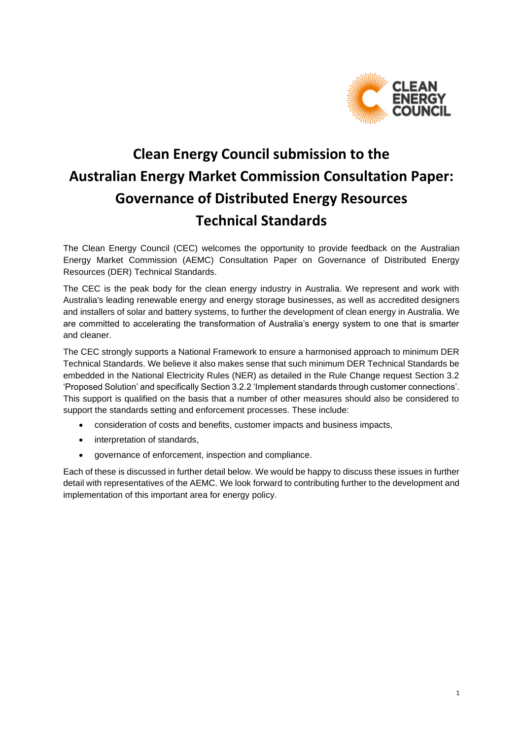# Clean Energy Council submission to the Australian Energy Market Commission Consultation Paper: Governance of Distributed Energy Resources Technical Standards

The Clean Energy Council (CEC) welcomes the opportunity to provide feedback on the Australian Energy Market Commission (AEMC) Consultation Paper on Governance of Distributed Energy Resources (DER) Technical Standards.

The CEC is the peak body for the clean energy industry in Australia. We represent and work with Australia's leading renewable energy and energy storage businesses, as well as accredited designers and installers of solar and battery systems, to further the development of clean energy in Australia. We are committed to accelerating the transformation of Australia's energy system to one that is smarter and cleaner.

The CEC strongly supports a National Framework to ensure a harmonised approach to minimum DER Technical Standards. We believe it also makes sense that such minimum DER Technical Standards be embedded in the National Electricity Rules (NER) as detailed in the Rule Change request Section 3.2 'Proposed Solution' and specifically Section 3.2.2 'Implement standards through customer connections'. This support is qualified on the basis that a number of other measures should also be considered to support the standards setting and enforcement processes. These include:

- consideration of costs and benefits, customer impacts and business impacts,
- interpretation of standards,
- governance of enforcement, inspection and compliance.

Each of these is discussed in further detail below. We would be happy to discuss these issues in further detail with representatives of the AEMC. We look forward to contributing further to the development and implementation of this important area for energy policy.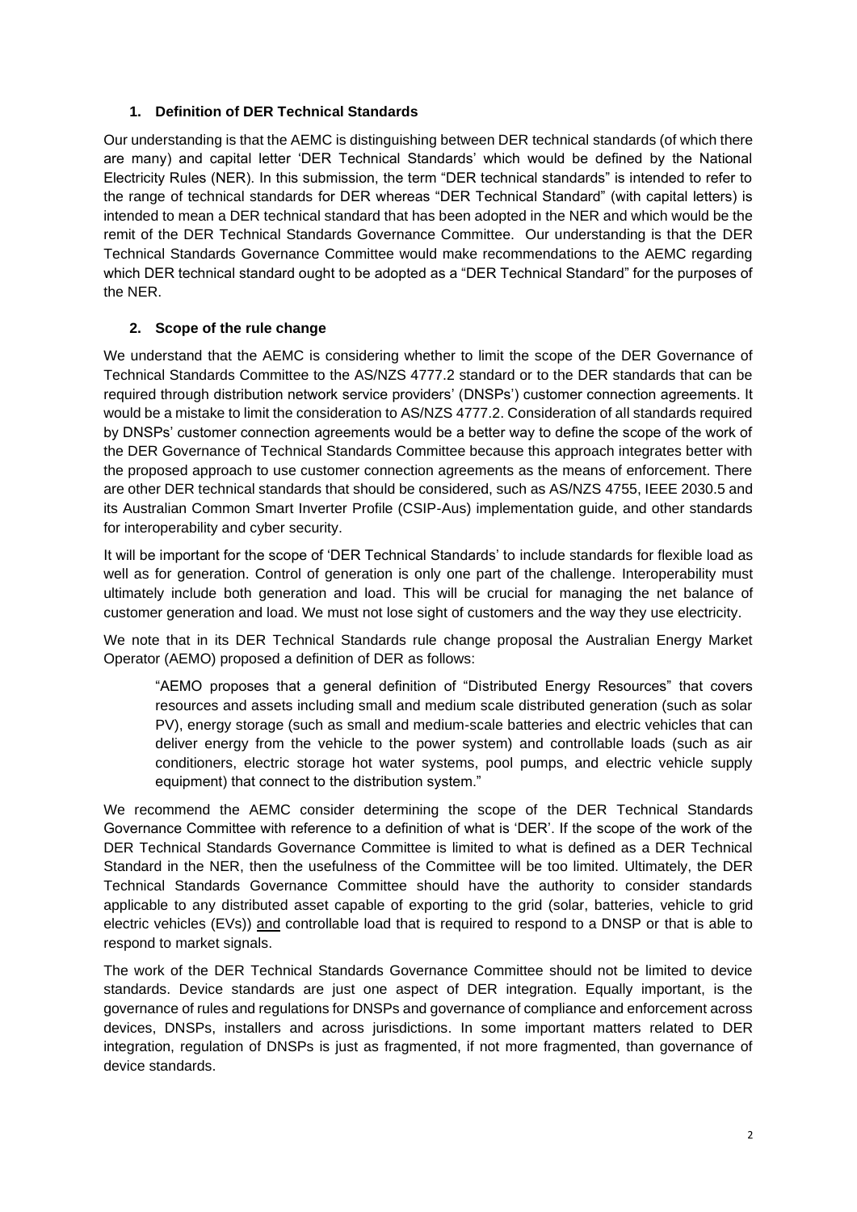## 1. Definition of DER Technical Standards

Our understanding is that the AEMC is distinguishing between DER technical standards (of which there are many) and capital letter 'DER Technical Standards' which would be defined by the National Electricity Rules (NER). In this submission, the term "DER technical standards" is intended to refer to the range of technical standards for DER whereas "DER Technical Standard" (with capital letters) is intended to mean a DER technical standard that has been adopted in the NER and which would be the remit of the DER Technical Standards Governance Committee. Our understanding is that the DER Technical Standards Governance Committee would make recommendations to the AEMC regarding which DER technical standard ought to be adopted as a "DER Technical Standard" for the purposes of the NER.

## 2. Scope of the rule change

We understand that the AEMC is considering whether to limit the scope of the DER Governance of Technical Standards Committee to the AS/NZS 4777.2 standard or to the DER standards that can be required through distribution network service providers' (DNSPs') customer connection agreements. It would be a mistake to limit the consideration to AS/NZS 4777.2. Consideration of all standards required by DNSPs' customer connection agreements would be a better way to define the scope of the work of the DER Governance of Technical Standards Committee because this approach integrates better with the proposed approach to use customer connection agreements as the means of enforcement. There are other DER technical standards that should be considered, such as AS/NZS 4755, IEEE 2030.5 and its Australian Common Smart Inverter Profile (CSIP-Aus) implementation guide, and other standards for interoperability and cyber security.

It will be important for the scope of 'DER Technical Standards' to include standards for flexible load as well as for generation. Control of generation is only one part of the challenge. Interoperability must ultimately include both generation and load. This will be crucial for managing the net balance of customer generation and load. We must not lose sight of customers and the way they use electricity.

We note that in its DER Technical Standards rule change proposal the Australian Energy Market Operator (AEMO) proposed a definition of DER as follows:

> "AEMO proposes that a general definition of "Distributed Energy Resources" that covers resources and assets including small and medium scale distributed generation (such as solar PV), energy storage (such as small and medium-scale batteries and electric vehicles that can deliver energy from the vehicle to the power system) and controllable loads (such as air conditioners, electric storage hot water systems, pool pumps, and electric vehicle supply equipment) that connect to the distribution system."

We recommend the AEMC consider determining the scope of the DER Technical Standards Governance Committee with reference to a definition of what is 'DER'. If the scope of the work of the DER Technical Standards Governance Committee is limited to what is defined as a DER Technical Standard in the NER, then the usefulness of the Committee will be too limited. Ultimately, the DER Technical Standards Governance Committee should have the authority to consider standards applicable to any distributed asset capable of exporting to the grid (solar, batteries, vehicle to grid electric vehicles (EVs)) and controllable load that is required to respond to a DNSP or that is able to respond to market signals.

The work of the DER Technical Standards Governance Committee should not be limited to device standards. Device standards are just one aspect of DER integration. Equally important, is the governance of rules and regulations for DNSPs and governance of compliance and enforcement across devices, DNSPs, installers and across jurisdictions. In some important matters related to DER integration, regulation of DNSPs is just as fragmented, if not more fragmented, than governance of device standards.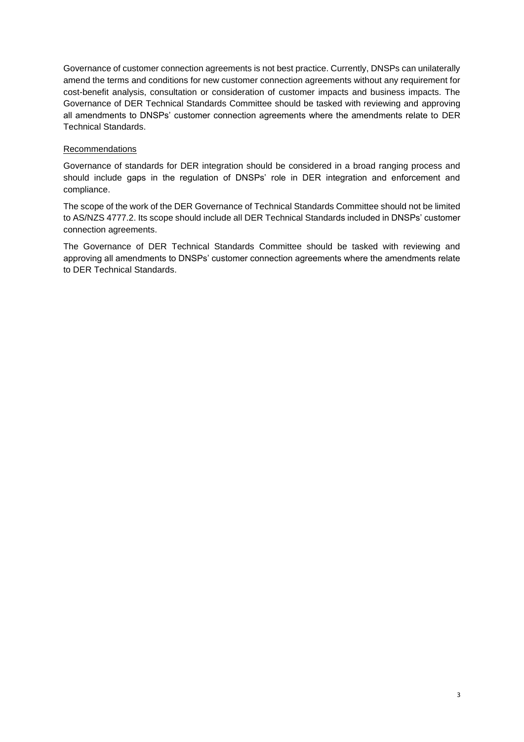Governance of customer connection agreements is not best practice. Currently, DNSPs can unilaterally amend the terms and conditions for new customer connection agreements without any requirement for cost-benefit analysis, consultation or consideration of customer impacts and business impacts. The Governance of DER Technical Standards Committee should be tasked with reviewing and approving all amendments to DNSPs' customer connection agreements where the amendments relate to DER Technical Standards.

<u>Recommendations</u>

Governance of standards for DER integration should be considered in a broad ranging process and should include gaps in the regulation of DNSPs' role in DER integration and enforcement and compliance.

The scope of the work of the DER Governance of Technical Standards Committee should not be limited to AS/NZS 4777.2. Its scope should include all DER Technical Standards included in DNSPs' customer connection agreements.

The Governance of DER Technical Standards Committee should be tasked with reviewing and approving all amendments to DNSPs' customer connection agreements where the amendments relate to DER Technical Standards.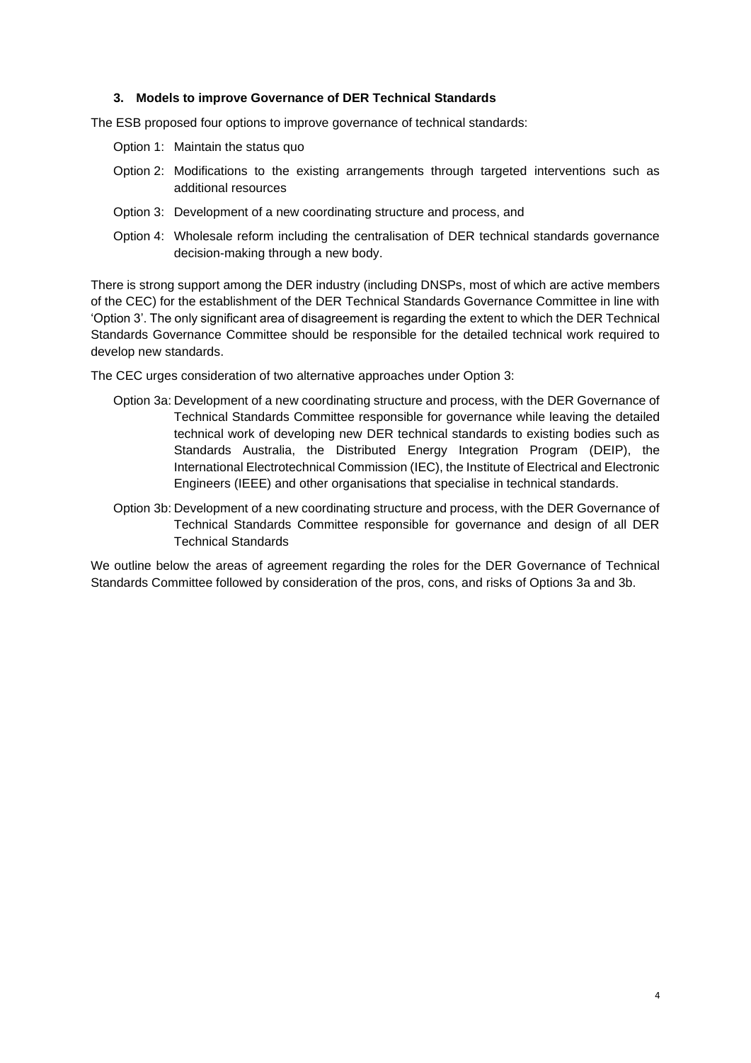### 3. Models to improve Governance of DER Technical Standards

The ESB proposed four options to improve governance of technical standards:

- Option 1: Maintain the status quo
- Option 2: Modifications to the existing arrangements through targeted interventions such as additional resources
- Option 3: Development of a new coordinating structure and process, and
- Option 4: Wholesale reform including the centralisation of DER technical standards governance decision-making through a new body.

There is strong support among the DER industry (including DNSPs, most of which are active members of the CEC) for the establishment of the DER Technical Standards Governance Committee in line with 'Option 3'. The only significant area of disagreement is regarding the extent to which the DER Technical Standards Governance Committee should be responsible for the detailed technical work required to develop new standards.

The CEC urges consideration of two alternative approaches under Option 3:

- Option 3a: Development of a new coordinating structure and process, with the DER Governance of Technical Standards Committee responsible for governance while leaving the detailed technical work of developing new DER technical standards to existing bodies such as Standards Australia, the Distributed Energy Integration Program (DEIP), the International Electrotechnical Commission (IEC), the Institute of Electrical and Electronic Engineers (IEEE) and other organisations that specialise in technical standards.
- Option 3b: Development of a new coordinating structure and process, with the DER Governance of Technical Standards Committee responsible for governance and design of all DER Technical Standards

We outline below the areas of agreement regarding the roles for the DER Governance of Technical Standards Committee followed by consideration of the pros, cons, and risks of Options 3a and 3b.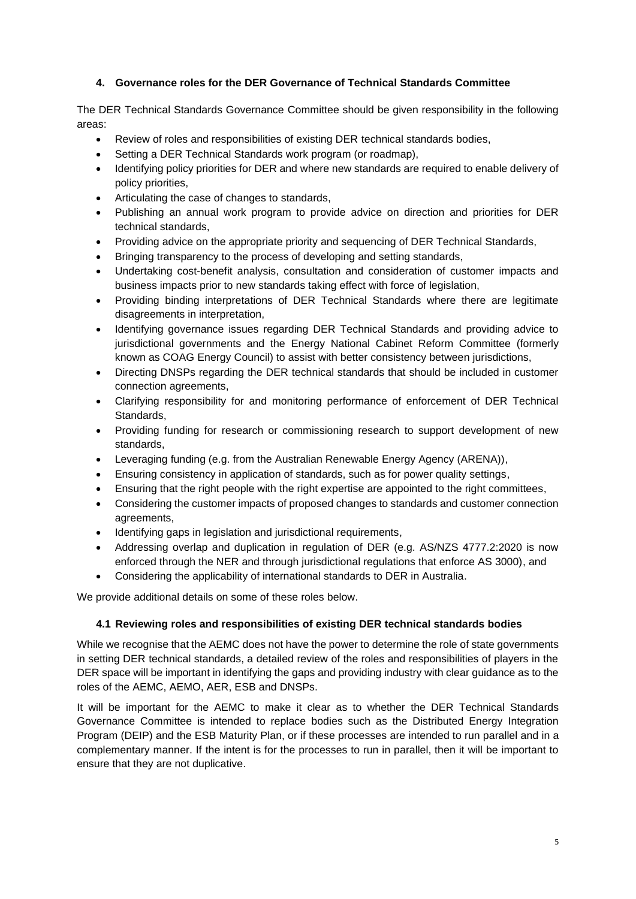## 4. Governance roles for the DER Governance of Technical Standards Committee

The DER Technical Standards Governance Committee should be given responsibility in the following areas:

- Review of roles and responsibilities of existing DER technical standards bodies,
- Setting a DER Technical Standards work program (or roadmap),
- Identifying policy priorities for DER and where new standards are required to enable delivery of policy priorities,
- Articulating the case of changes to standards,
- Publishing an annual work program to provide advice on direction and priorities for DER technical standards,
- Providing advice on the appropriate priority and sequencing of DER Technical Standards,
- Bringing transparency to the process of developing and setting standards,
- Undertaking cost-benefit analysis, consultation and consideration of customer impacts and business impacts prior to new standards taking effect with force of legislation,
- Providing binding interpretations of DER Technical Standards where there are legitimate disagreements in interpretation,
- Identifying governance issues regarding DER Technical Standards and providing advice to jurisdictional governments and the Energy National Cabinet Reform Committee (formerly known as COAG Energy Council) to assist with better consistency between jurisdictions,
- Directing DNSPs regarding the DER technical standards that should be included in customer connection agreements,
- Clarifying responsibility for and monitoring performance of enforcement of DER Technical Standards,
- Providing funding for research or commissioning research to support development of new standards,
- Leveraging funding (e.g. from the Australian Renewable Energy Agency (ARENA)),
- Ensuring consistency in application of standards, such as for power quality settings,
- Ensuring that the right people with the right expertise are appointed to the right committees,
- Considering the customer impacts of proposed changes to standards and customer connection agreements,
- Identifying gaps in legislation and jurisdictional requirements,
- Addressing overlap and duplication in regulation of DER (e.g. AS/NZS 4777.2:2020 is now enforced through the NER and through jurisdictional regulations that enforce AS 3000), and
- Considering the applicability of international standards to DER in Australia.

We provide additional details on some of these roles below.

### 4.1 Reviewing roles and responsibilities of existing DER technical standards bodies

While we recognise that the AEMC does not have the power to determine the role of state governments in setting DER technical standards, a detailed review of the roles and responsibilities of players in the DER space will be important in identifying the gaps and providing industry with clear guidance as to the roles of the AEMC, AEMO, AER, ESB and DNSPs.

It will be important for the AEMC to make it clear as to whether the DER Technical Standards Governance Committee is intended to replace bodies such as the Distributed Energy Integration Program (DEIP) and the ESB Maturity Plan, or if these processes are intended to run parallel and in a complementary manner. If the intent is for the processes to run in parallel, then it will be important to ensure that they are not duplicative.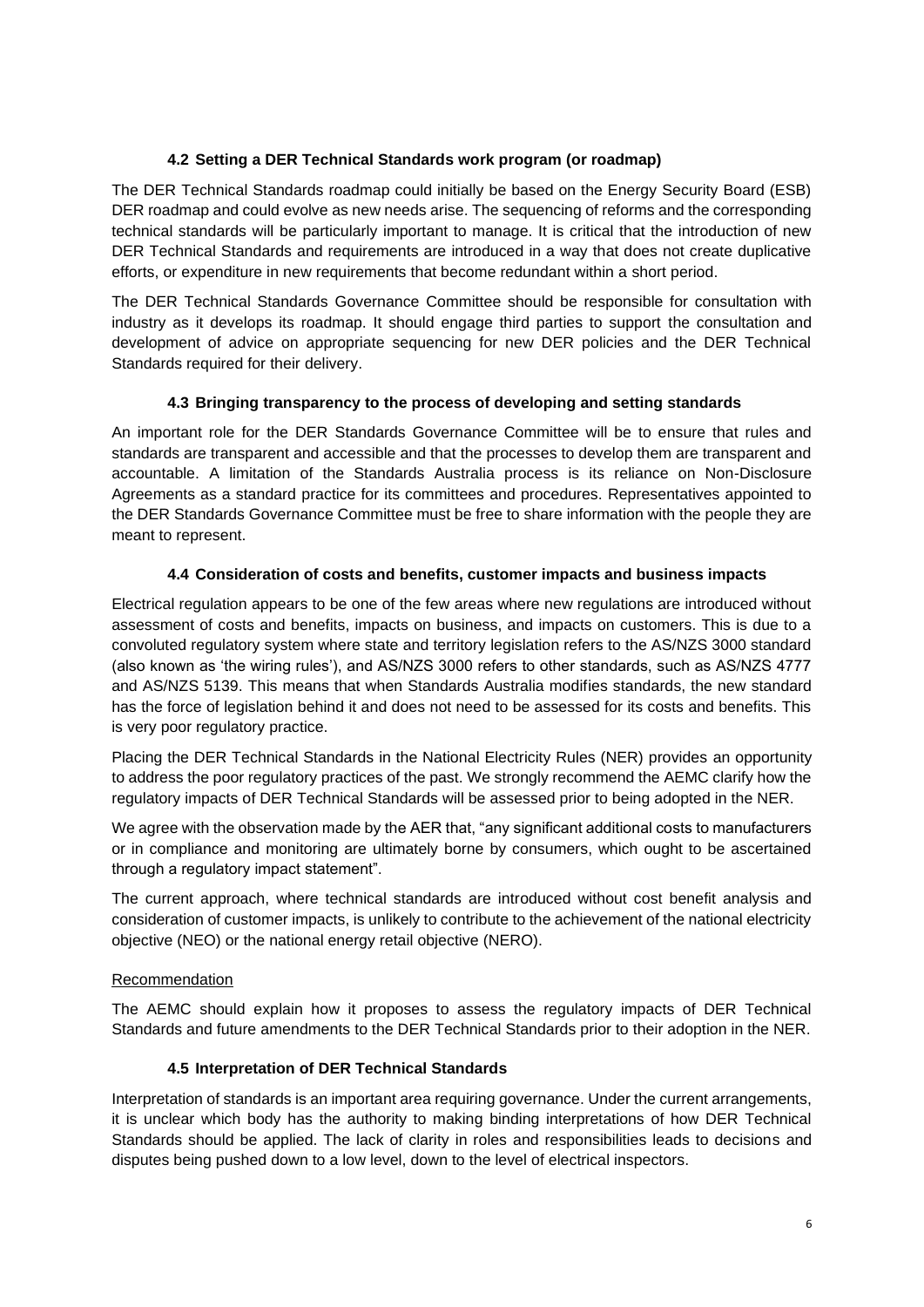### 4.2 Setting a DER Technical Standards work program (or roadmap)

The DER Technical Standards roadmap could initially be based on the Energy Security Board (ESB) DER roadmap and could evolve as new needs arise. The sequencing of reforms and the corresponding technical standards will be particularly important to manage. It is critical that the introduction of new DER Technical Standards and requirements are introduced in a way that does not create duplicative efforts, or expenditure in new requirements that become redundant within a short period.

The DER Technical Standards Governance Committee should be responsible for consultation with industry as it develops its roadmap. It should engage third parties to support the consultation and development of advice on appropriate sequencing for new DER policies and the DER Technical Standards required for their delivery.

### 4.3 Bringing transparency to the process of developing and setting standards

An important role for the DER Standards Governance Committee will be to ensure that rules and standards are transparent and accessible and that the processes to develop them are transparent and accountable. A limitation of the Standards Australia process is its reliance on Non-Disclosure Agreements as a standard practice for its committees and procedures. Representatives appointed to the DER Standards Governance Committee must be free to share information with the people they are meant to represent.

### 4.4 Consideration of costs and benefits, customer impacts and business impacts

Electrical regulation appears to be one of the few areas where new regulations are introduced without assessment of costs and benefits, impacts on business, and impacts on customers. This is due to a convoluted regulatory system where state and territory legislation refers to the AS/NZS 3000 standard (also known as 'the wiring rules'), and AS/NZS 3000 refers to other standards, such as AS/NZS 4777 and AS/NZS 5139. This means that when Standards Australia modifies standards, the new standard has the force of legislation behind it and does not need to be assessed for its costs and benefits. This is very poor regulatory practice.

Placing the DER Technical Standards in the National Electricity Rules (NER) provides an opportunity to address the poor regulatory practices of the past. We strongly recommend the AEMC clarify how the regulatory impacts of DER Technical Standards will be assessed prior to being adopted in the NER.

We agree with the observation made by the AER that, "any significant additional costs to manufacturers or in compliance and monitoring are ultimately borne by consumers, which ought to be ascertained through a regulatory impact statement".

The current approach, where technical standards are introduced without cost benefit analysis and consideration of customer impacts, is unlikely to contribute to the achievement of the national electricity objective (NEO) or the national energy retail objective (NERO).

<u>Recommendation</u>

The AEMC should explain how it proposes to assess the regulatory impacts of DER Technical Standards and future amendments to the DER Technical Standards prior to their adoption in the NER.

### 4.5 Interpretation of DER Technical Standards

Interpretation of standards is an important area requiring governance. Under the current arrangements, it is unclear which body has the authority to making binding interpretations of how DER Technical Standards should be applied. The lack of clarity in roles and responsibilities leads to decisions and disputes being pushed down to a low level, down to the level of electrical inspectors.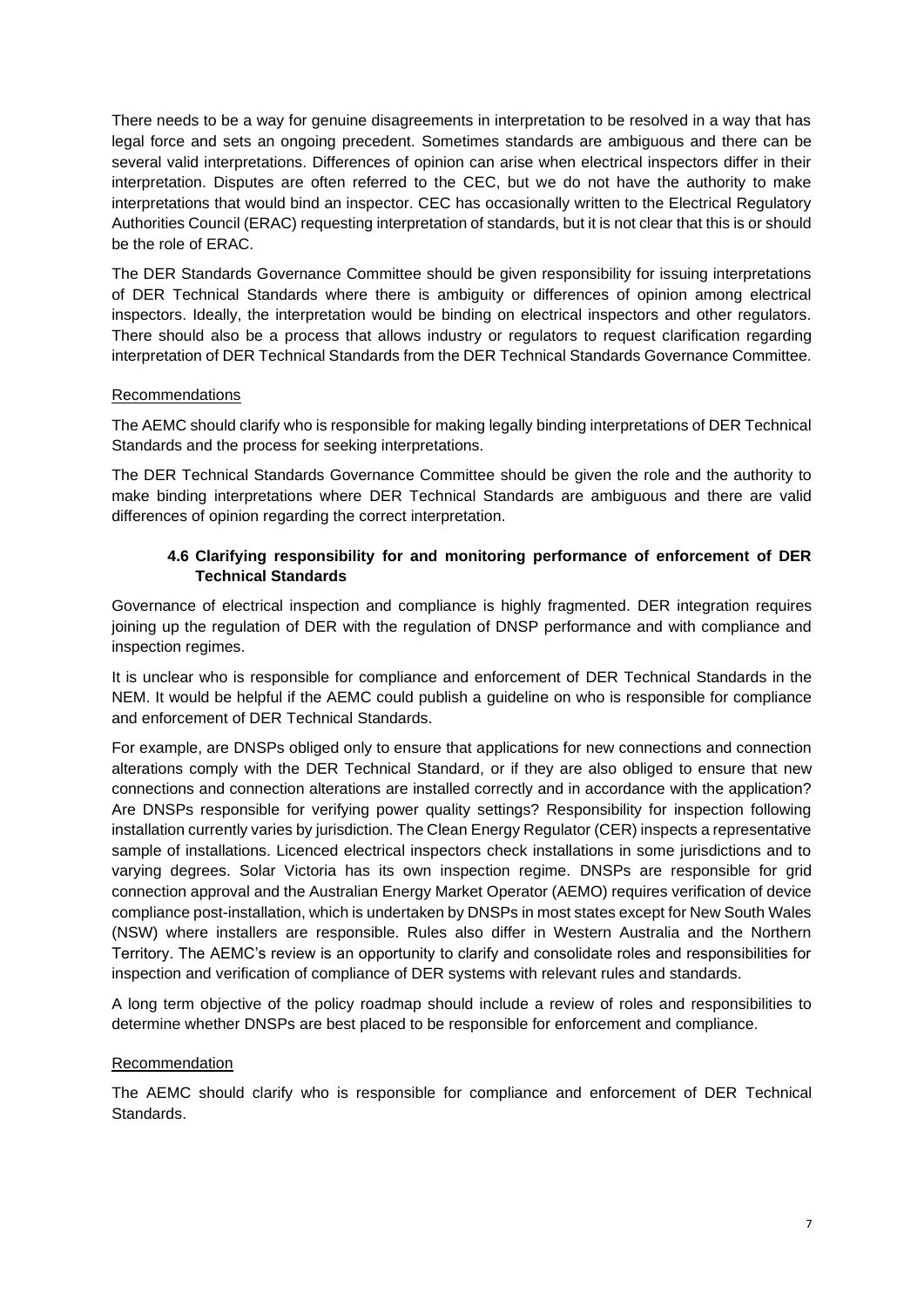There needs to be a way for genuine disagreements in interpretation to be resolved in a way that has legal force and sets an ongoing precedent. Sometimes standards are ambiguous and there can be several valid interpretations. Differences of opinion can arise when electrical inspectors differ in their interpretation. Disputes are often referred to the CEC, but we do not have the authority to make interpretations that would bind an inspector. CEC has occasionally written to the Electrical Regulatory Authorities Council (ERAC) requesting interpretation of standards, but it is not clear that this is or should be the role of ERAC.

The DER Standards Governance Committee should be given responsibility for issuing interpretations of DER Technical Standards where there is ambiguity or differences of opinion among electrical inspectors. Ideally, the interpretation would be binding on electrical inspectors and other regulators. There should also be a process that allows industry or regulators to request clarification regarding interpretation of DER Technical Standards from the DER Technical Standards Governance Committee.

Recommendations

The AEMC should clarify who is responsible for making legally binding interpretations of DER Technical Standards and the process for seeking interpretations.

The DER Technical Standards Governance Committee should be given the role and the authority to make binding interpretations where DER Technical Standards are ambiguous and there are valid differences of opinion regarding the correct interpretation.

### 4.6 Clarifying responsibility for and monitoring performance of enforcement of DER Technical Standards

Governance of electrical inspection and compliance is highly fragmented. DER integration requires joining up the regulation of DER with the regulation of DNSP performance and with compliance and inspection regimes.

It is unclear who is responsible for compliance and enforcement of DER Technical Standards in the NEM. It would be helpful if the AEMC could publish a guideline on who is responsible for compliance and enforcement of DER Technical Standards.

For example, are DNSPs obliged only to ensure that applications for new connections and connection alterations comply with the DER Technical Standard, or if they are also obliged to ensure that new connections and connection alterations are installed correctly and in accordance with the application? Are DNSPs responsible for verifying power quality settings? Responsibility for inspection following installation currently varies by jurisdiction. The Clean Energy Regulator (CER) inspects a representative sample of installations. Licenced electrical inspectors check installations in some jurisdictions and to varying degrees. Solar Victoria has its own inspection regime. DNSPs are responsible for grid connection approval and the Australian Energy Market Operator (AEMO) requires verification of device compliance post-installation, which is undertaken by DNSPs in most states except for New South Wales (NSW) where installers are responsible. Rules also differ in Western Australia and the Northern Territory. The AEMC's review is an opportunity to clarify and consolidate roles and responsibilities for inspection and verification of compliance of DER systems with relevant rules and standards.

A long term objective of the policy roadmap should include a review of roles and responsibilities to determine whether DNSPs are best placed to be responsible for enforcement and compliance.

Recommendation

The AEMC should clarify who is responsible for compliance and enforcement of DER Technical Standards.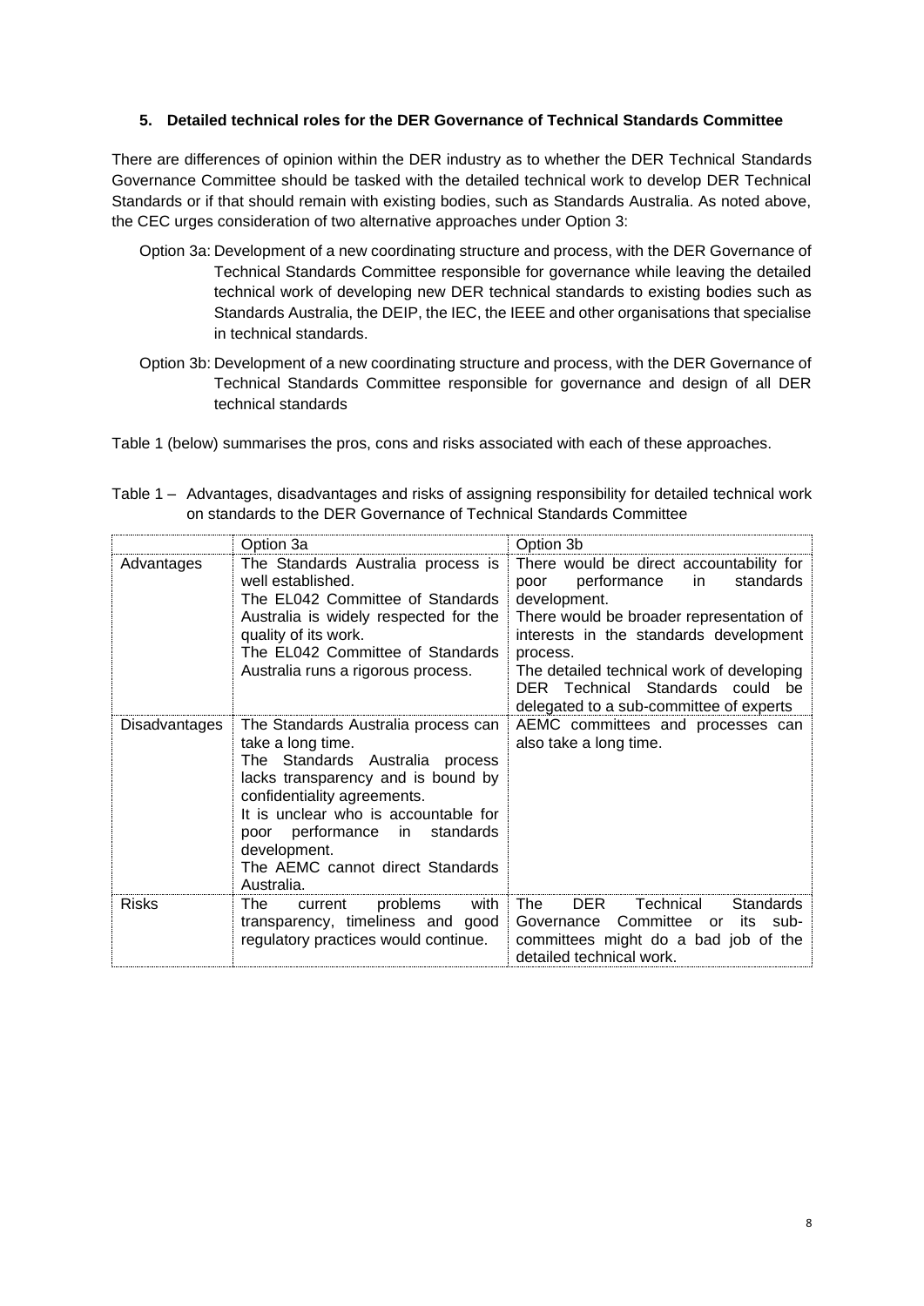## 5. Detailed technical roles for the DER Governance of Technical Standards Committee

There are differences of opinion within the DER industry as to whether the DER Technical Standards Governance Committee should be tasked with the detailed technical work to develop DER Technical Standards or if that should remain with existing bodies, such as Standards Australia. As noted above, the CEC urges consideration of two alternative approaches under Option 3:

Option 3a: Development of a new coordinating structure and process, with the DER Governance of Technical Standards Committee responsible for governance while leaving the detailed technical work of developing new DER technical standards to existing bodies such as Standards Australia, the DEIP, the IEC, the IEEE and other organisations that specialise in technical standards.

Option 3b: Development of a new coordinating structure and process, with the DER Governance of Technical Standards Committee responsible for governance and design of all DER technical standards

Table 1 (below) summarises the pros, cons and risks associated with each of these approaches.

Table 1 – Advantages, disadvantages and risks of assigning responsibility for detailed technical work on standards to the DER Governance of Technical Standards Committee

| | Option 3a | Option 3b |
|---|---|---|
| Advantages | The Standards Australia process is well established.<br>The EL042 Committee of Standards Australia is widely respected for the quality of its work.<br>The EL042 Committee of Standards Australia runs a rigorous process. | There would be direct accountability for poor performance in standards development.<br>There would be broader representation of interests in the standards development process.<br>The detailed technical work of developing DER Technical Standards could be delegated to a sub-committee of experts |
| Disadvantages | The Standards Australia process can take a long time.<br>The Standards Australia process lacks transparency and is bound by confidentiality agreements.<br>It is unclear who is accountable for poor performance in standards development.<br>The AEMC cannot direct Standards Australia. | AEMC committees and processes can also take a long time. |
| Risks | The current problems with transparency, timeliness and good regulatory practices would continue. | The DER Technical Standards Governance Committee or its sub-committees might do a bad job of the detailed technical work. |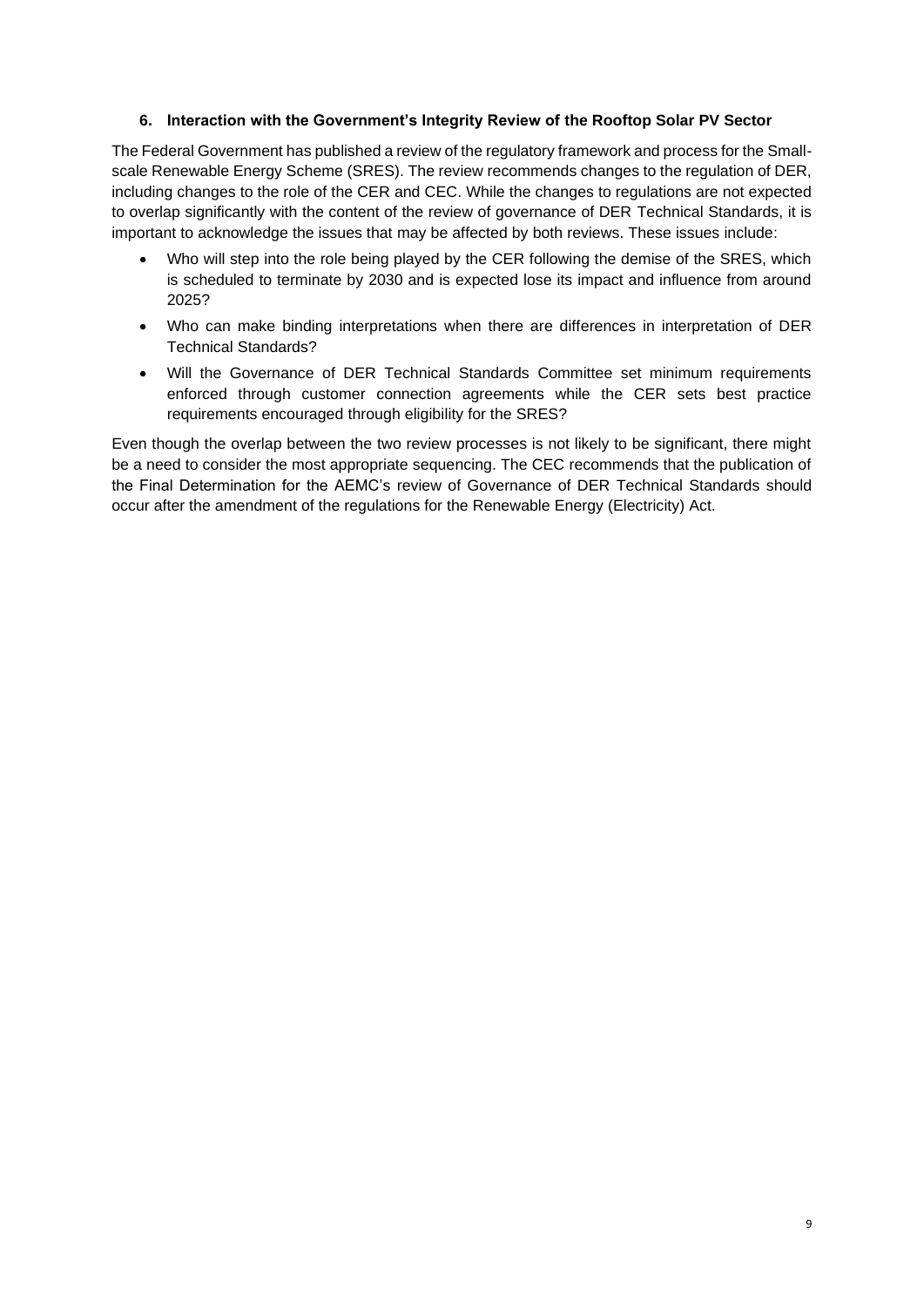### 6. Interaction with the Government's Integrity Review of the Rooftop Solar PV Sector

The Federal Government has published a review of the regulatory framework and process for the Small-scale Renewable Energy Scheme (SRES). The review recommends changes to the regulation of DER, including changes to the role of the CER and CEC. While the changes to regulations are not expected to overlap significantly with the content of the review of governance of DER Technical Standards, it is important to acknowledge the issues that may be affected by both reviews. These issues include:

- Who will step into the role being played by the CER following the demise of the SRES, which is scheduled to terminate by 2030 and is expected lose its impact and influence from around 2025?
- Who can make binding interpretations when there are differences in interpretation of DER Technical Standards?
- Will the Governance of DER Technical Standards Committee set minimum requirements enforced through customer connection agreements while the CER sets best practice requirements encouraged through eligibility for the SRES?

Even though the overlap between the two review processes is not likely to be significant, there might be a need to consider the most appropriate sequencing. The CEC recommends that the publication of the Final Determination for the AEMC's review of Governance of DER Technical Standards should occur after the amendment of the regulations for the Renewable Energy (Electricity) Act.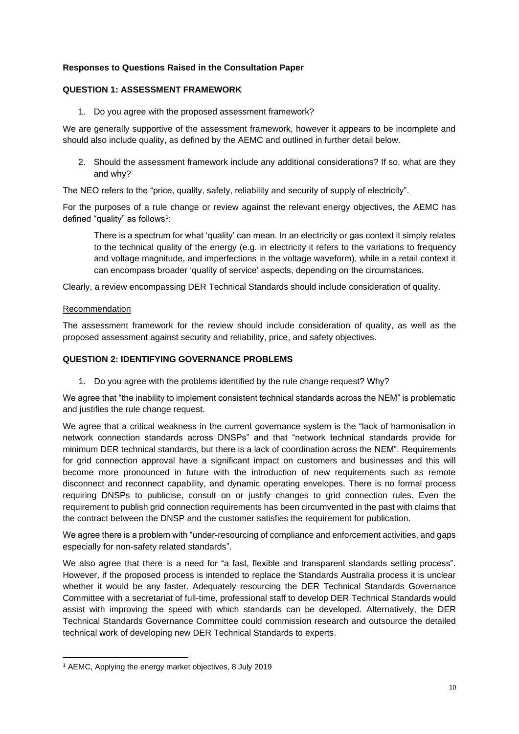**Responses to Questions Raised in the Consultation Paper**

**QUESTION 1: ASSESSMENT FRAMEWORK**

1. Do you agree with the proposed assessment framework?

We are generally supportive of the assessment framework, however it appears to be incomplete and should also include quality, as defined by the AEMC and outlined in further detail below.

2. Should the assessment framework include any additional considerations? If so, what are they and why?

The NEO refers to the "price, quality, safety, reliability and security of supply of electricity".

For the purposes of a rule change or review against the relevant energy objectives, the AEMC has defined "quality" as follows[1]:

> There is a spectrum for what 'quality' can mean. In an electricity or gas context it simply relates to the technical quality of the energy (e.g. in electricity it refers to the variations to frequency and voltage magnitude, and imperfections in the voltage waveform), while in a retail context it can encompass broader 'quality of service' aspects, depending on the circumstances.

Clearly, a review encompassing DER Technical Standards should include consideration of quality.

Recommendation

The assessment framework for the review should include consideration of quality, as well as the proposed assessment against security and reliability, price, and safety objectives.

**QUESTION 2: IDENTIFYING GOVERNANCE PROBLEMS**

1. Do you agree with the problems identified by the rule change request? Why?

We agree that "the inability to implement consistent technical standards across the NEM" is problematic and justifies the rule change request.

We agree that a critical weakness in the current governance system is the "lack of harmonisation in network connection standards across DNSPs" and that "network technical standards provide for minimum DER technical standards, but there is a lack of coordination across the NEM". Requirements for grid connection approval have a significant impact on customers and businesses and this will become more pronounced in future with the introduction of new requirements such as remote disconnect and reconnect capability, and dynamic operating envelopes. There is no formal process requiring DNSPs to publicise, consult on or justify changes to grid connection rules. Even the requirement to publish grid connection requirements has been circumvented in the past with claims that the contract between the DNSP and the customer satisfies the requirement for publication.

We agree there is a problem with "under-resourcing of compliance and enforcement activities, and gaps especially for non-safety related standards".

We also agree that there is a need for "a fast, flexible and transparent standards setting process". However, if the proposed process is intended to replace the Standards Australia process it is unclear whether it would be any faster. Adequately resourcing the DER Technical Standards Governance Committee with a secretariat of full-time, professional staff to develop DER Technical Standards would assist with improving the speed with which standards can be developed. Alternatively, the DER Technical Standards Governance Committee could commission research and outsource the detailed technical work of developing new DER Technical Standards to experts.

[1] AEMC, Applying the energy market objectives, 8 July 2019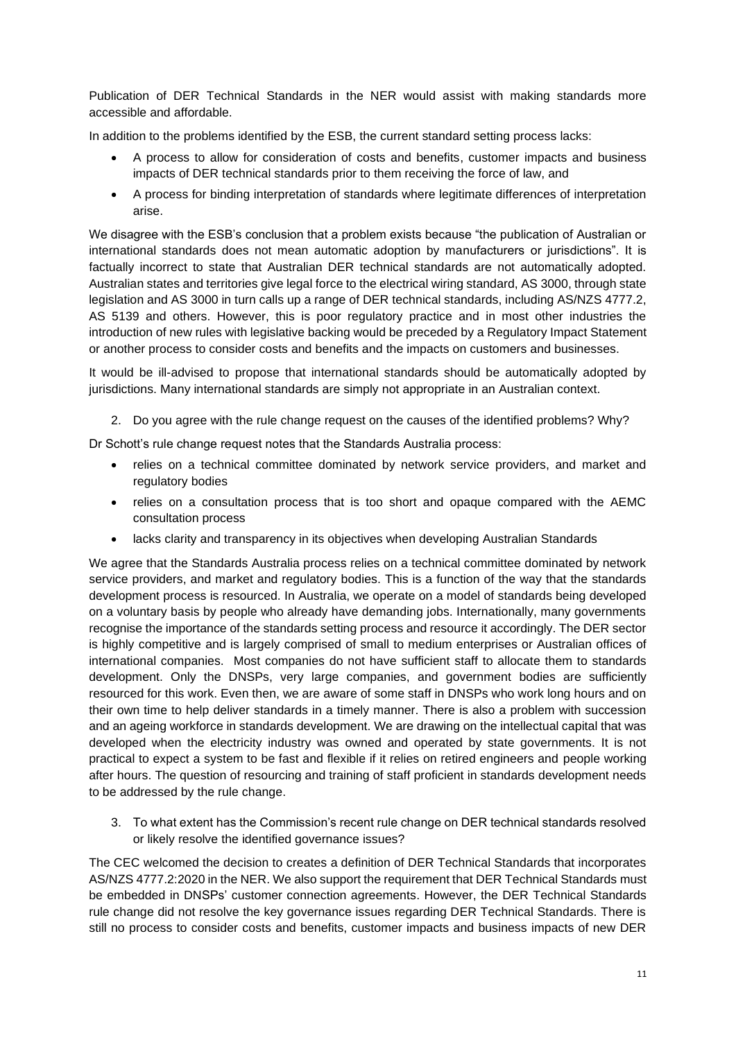Publication of DER Technical Standards in the NER would assist with making standards more accessible and affordable.

In addition to the problems identified by the ESB, the current standard setting process lacks:

- A process to allow for consideration of costs and benefits, customer impacts and business impacts of DER technical standards prior to them receiving the force of law, and
- A process for binding interpretation of standards where legitimate differences of interpretation arise.

We disagree with the ESB's conclusion that a problem exists because "the publication of Australian or international standards does not mean automatic adoption by manufacturers or jurisdictions". It is factually incorrect to state that Australian DER technical standards are not automatically adopted. Australian states and territories give legal force to the electrical wiring standard, AS 3000, through state legislation and AS 3000 in turn calls up a range of DER technical standards, including AS/NZS 4777.2, AS 5139 and others. However, this is poor regulatory practice and in most other industries the introduction of new rules with legislative backing would be preceded by a Regulatory Impact Statement or another process to consider costs and benefits and the impacts on customers and businesses.

It would be ill-advised to propose that international standards should be automatically adopted by jurisdictions. Many international standards are simply not appropriate in an Australian context.

2. Do you agree with the rule change request on the causes of the identified problems? Why?

Dr Schott's rule change request notes that the Standards Australia process:

- relies on a technical committee dominated by network service providers, and market and regulatory bodies
- relies on a consultation process that is too short and opaque compared with the AEMC consultation process
- lacks clarity and transparency in its objectives when developing Australian Standards

We agree that the Standards Australia process relies on a technical committee dominated by network service providers, and market and regulatory bodies. This is a function of the way that the standards development process is resourced. In Australia, we operate on a model of standards being developed on a voluntary basis by people who already have demanding jobs. Internationally, many governments recognise the importance of the standards setting process and resource it accordingly. The DER sector is highly competitive and is largely comprised of small to medium enterprises or Australian offices of international companies. Most companies do not have sufficient staff to allocate them to standards development. Only the DNSPs, very large companies, and government bodies are sufficiently resourced for this work. Even then, we are aware of some staff in DNSPs who work long hours and on their own time to help deliver standards in a timely manner. There is also a problem with succession and an ageing workforce in standards development. We are drawing on the intellectual capital that was developed when the electricity industry was owned and operated by state governments. It is not practical to expect a system to be fast and flexible if it relies on retired engineers and people working after hours. The question of resourcing and training of staff proficient in standards development needs to be addressed by the rule change.

3. To what extent has the Commission's recent rule change on DER technical standards resolved or likely resolve the identified governance issues?

The CEC welcomed the decision to creates a definition of DER Technical Standards that incorporates AS/NZS 4777.2:2020 in the NER. We also support the requirement that DER Technical Standards must be embedded in DNSPs' customer connection agreements. However, the DER Technical Standards rule change did not resolve the key governance issues regarding DER Technical Standards. There is still no process to consider costs and benefits, customer impacts and business impacts of new DER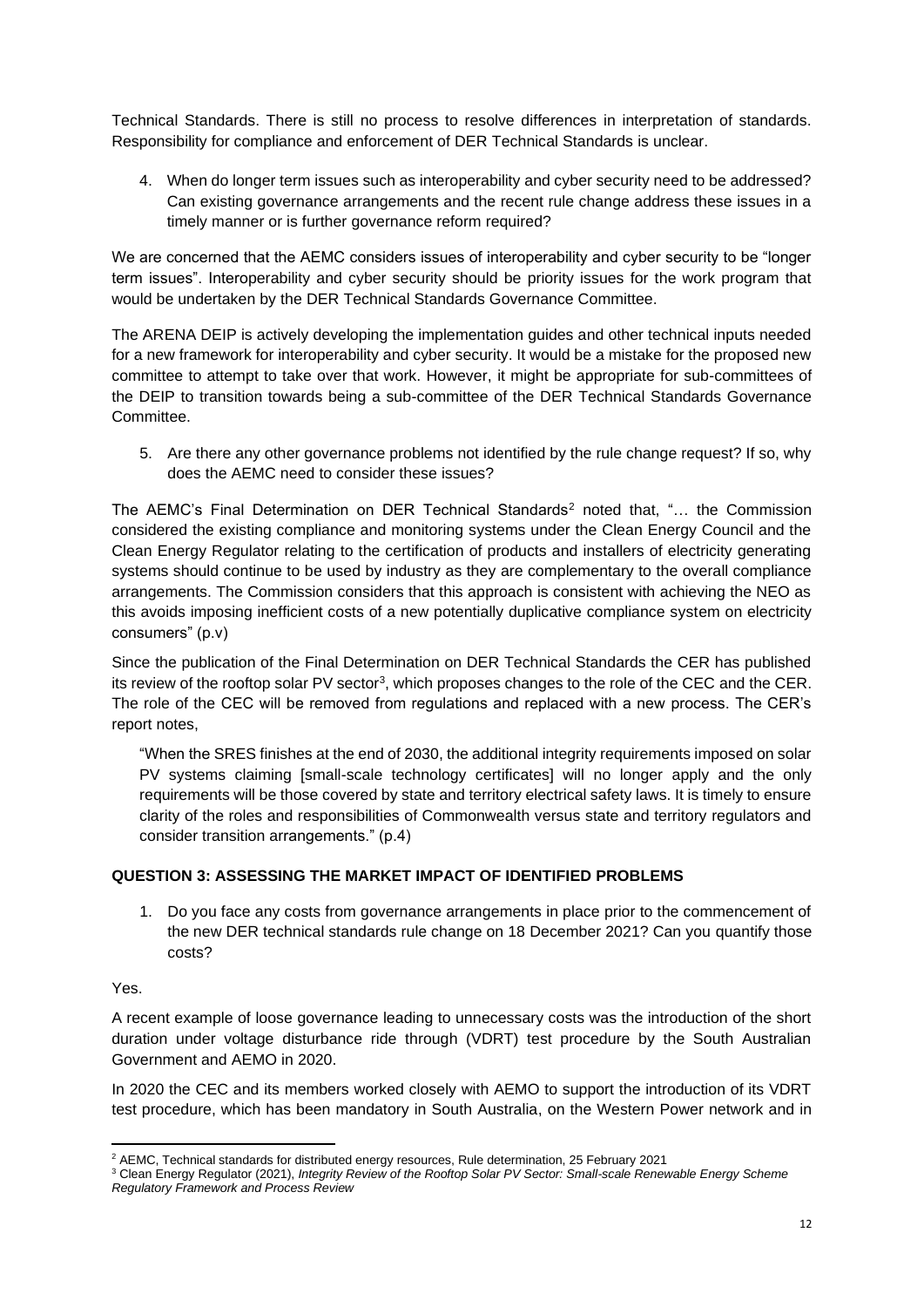Technical Standards. There is still no process to resolve differences in interpretation of standards. Responsibility for compliance and enforcement of DER Technical Standards is unclear.

4. When do longer term issues such as interoperability and cyber security need to be addressed? Can existing governance arrangements and the recent rule change address these issues in a timely manner or is further governance reform required?

We are concerned that the AEMC considers issues of interoperability and cyber security to be "longer term issues". Interoperability and cyber security should be priority issues for the work program that would be undertaken by the DER Technical Standards Governance Committee.

The ARENA DEIP is actively developing the implementation guides and other technical inputs needed for a new framework for interoperability and cyber security. It would be a mistake for the proposed new committee to attempt to take over that work. However, it might be appropriate for sub-committees of the DEIP to transition towards being a sub-committee of the DER Technical Standards Governance Committee.

5. Are there any other governance problems not identified by the rule change request? If so, why does the AEMC need to consider these issues?

The AEMC's Final Determination on DER Technical Standards[2] noted that, "… the Commission considered the existing compliance and monitoring systems under the Clean Energy Council and the Clean Energy Regulator relating to the certification of products and installers of electricity generating systems should continue to be used by industry as they are complementary to the overall compliance arrangements. The Commission considers that this approach is consistent with achieving the NEO as this avoids imposing inefficient costs of a new potentially duplicative compliance system on electricity consumers" (p.v)

Since the publication of the Final Determination on DER Technical Standards the CER has published its review of the rooftop solar PV sector[3], which proposes changes to the role of the CEC and the CER. The role of the CEC will be removed from regulations and replaced with a new process. The CER's report notes,

> "When the SRES finishes at the end of 2030, the additional integrity requirements imposed on solar PV systems claiming [small-scale technology certificates] will no longer apply and the only requirements will be those covered by state and territory electrical safety laws. It is timely to ensure clarity of the roles and responsibilities of Commonwealth versus state and territory regulators and consider transition arrangements." (p.4)

**QUESTION 3: ASSESSING THE MARKET IMPACT OF IDENTIFIED PROBLEMS**

1. Do you face any costs from governance arrangements in place prior to the commencement of the new DER technical standards rule change on 18 December 2021? Can you quantify those costs?

Yes.

A recent example of loose governance leading to unnecessary costs was the introduction of the short duration under voltage disturbance ride through (VDRT) test procedure by the South Australian Government and AEMO in 2020.

In 2020 the CEC and its members worked closely with AEMO to support the introduction of its VDRT test procedure, which has been mandatory in South Australia, on the Western Power network and in

---

[2] AEMC, Technical standards for distributed energy resources, Rule determination, 25 February 2021

[3] Clean Energy Regulator (2021), *Integrity Review of the Rooftop Solar PV Sector: Small-scale Renewable Energy Scheme Regulatory Framework and Process Review*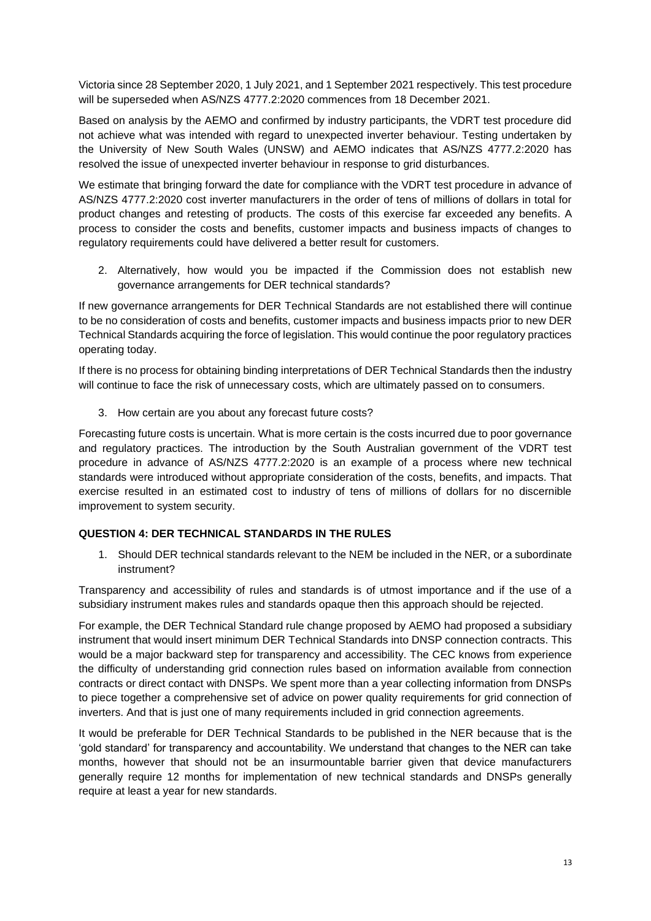Victoria since 28 September 2020, 1 July 2021, and 1 September 2021 respectively. This test procedure will be superseded when AS/NZS 4777.2:2020 commences from 18 December 2021.

Based on analysis by the AEMO and confirmed by industry participants, the VDRT test procedure did not achieve what was intended with regard to unexpected inverter behaviour. Testing undertaken by the University of New South Wales (UNSW) and AEMO indicates that AS/NZS 4777.2:2020 has resolved the issue of unexpected inverter behaviour in response to grid disturbances.

We estimate that bringing forward the date for compliance with the VDRT test procedure in advance of AS/NZS 4777.2:2020 cost inverter manufacturers in the order of tens of millions of dollars in total for product changes and retesting of products. The costs of this exercise far exceeded any benefits. A process to consider the costs and benefits, customer impacts and business impacts of changes to regulatory requirements could have delivered a better result for customers.

2. Alternatively, how would you be impacted if the Commission does not establish new governance arrangements for DER technical standards?

If new governance arrangements for DER Technical Standards are not established there will continue to be no consideration of costs and benefits, customer impacts and business impacts prior to new DER Technical Standards acquiring the force of legislation. This would continue the poor regulatory practices operating today.

If there is no process for obtaining binding interpretations of DER Technical Standards then the industry will continue to face the risk of unnecessary costs, which are ultimately passed on to consumers.

3. How certain are you about any forecast future costs?

Forecasting future costs is uncertain. What is more certain is the costs incurred due to poor governance and regulatory practices. The introduction by the South Australian government of the VDRT test procedure in advance of AS/NZS 4777.2:2020 is an example of a process where new technical standards were introduced without appropriate consideration of the costs, benefits, and impacts. That exercise resulted in an estimated cost to industry of tens of millions of dollars for no discernible improvement to system security.

**QUESTION 4: DER TECHNICAL STANDARDS IN THE RULES**

1. Should DER technical standards relevant to the NEM be included in the NER, or a subordinate instrument?

Transparency and accessibility of rules and standards is of utmost importance and if the use of a subsidiary instrument makes rules and standards opaque then this approach should be rejected.

For example, the DER Technical Standard rule change proposed by AEMO had proposed a subsidiary instrument that would insert minimum DER Technical Standards into DNSP connection contracts. This would be a major backward step for transparency and accessibility. The CEC knows from experience the difficulty of understanding grid connection rules based on information available from connection contracts or direct contact with DNSPs. We spent more than a year collecting information from DNSPs to piece together a comprehensive set of advice on power quality requirements for grid connection of inverters. And that is just one of many requirements included in grid connection agreements.

It would be preferable for DER Technical Standards to be published in the NER because that is the 'gold standard' for transparency and accountability. We understand that changes to the NER can take months, however that should not be an insurmountable barrier given that device manufacturers generally require 12 months for implementation of new technical standards and DNSPs generally require at least a year for new standards.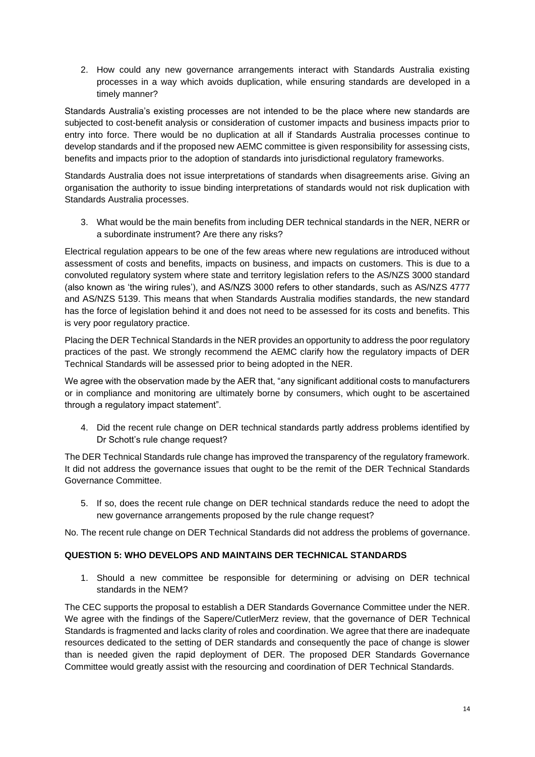2. How could any new governance arrangements interact with Standards Australia existing processes in a way which avoids duplication, while ensuring standards are developed in a timely manner?

Standards Australia's existing processes are not intended to be the place where new standards are subjected to cost-benefit analysis or consideration of customer impacts and business impacts prior to entry into force. There would be no duplication at all if Standards Australia processes continue to develop standards and if the proposed new AEMC committee is given responsibility for assessing cists, benefits and impacts prior to the adoption of standards into jurisdictional regulatory frameworks.

Standards Australia does not issue interpretations of standards when disagreements arise. Giving an organisation the authority to issue binding interpretations of standards would not risk duplication with Standards Australia processes.

3. What would be the main benefits from including DER technical standards in the NER, NERR or a subordinate instrument? Are there any risks?

Electrical regulation appears to be one of the few areas where new regulations are introduced without assessment of costs and benefits, impacts on business, and impacts on customers. This is due to a convoluted regulatory system where state and territory legislation refers to the AS/NZS 3000 standard (also known as 'the wiring rules'), and AS/NZS 3000 refers to other standards, such as AS/NZS 4777 and AS/NZS 5139. This means that when Standards Australia modifies standards, the new standard has the force of legislation behind it and does not need to be assessed for its costs and benefits. This is very poor regulatory practice.

Placing the DER Technical Standards in the NER provides an opportunity to address the poor regulatory practices of the past. We strongly recommend the AEMC clarify how the regulatory impacts of DER Technical Standards will be assessed prior to being adopted in the NER.

We agree with the observation made by the AER that, "any significant additional costs to manufacturers or in compliance and monitoring are ultimately borne by consumers, which ought to be ascertained through a regulatory impact statement".

4. Did the recent rule change on DER technical standards partly address problems identified by Dr Schott's rule change request?

The DER Technical Standards rule change has improved the transparency of the regulatory framework. It did not address the governance issues that ought to be the remit of the DER Technical Standards Governance Committee.

5. If so, does the recent rule change on DER technical standards reduce the need to adopt the new governance arrangements proposed by the rule change request?

No. The recent rule change on DER Technical Standards did not address the problems of governance.

**QUESTION 5: WHO DEVELOPS AND MAINTAINS DER TECHNICAL STANDARDS**

1. Should a new committee be responsible for determining or advising on DER technical standards in the NEM?

The CEC supports the proposal to establish a DER Standards Governance Committee under the NER. We agree with the findings of the Sapere/CutlerMerz review, that the governance of DER Technical Standards is fragmented and lacks clarity of roles and coordination. We agree that there are inadequate resources dedicated to the setting of DER standards and consequently the pace of change is slower than is needed given the rapid deployment of DER. The proposed DER Standards Governance Committee would greatly assist with the resourcing and coordination of DER Technical Standards.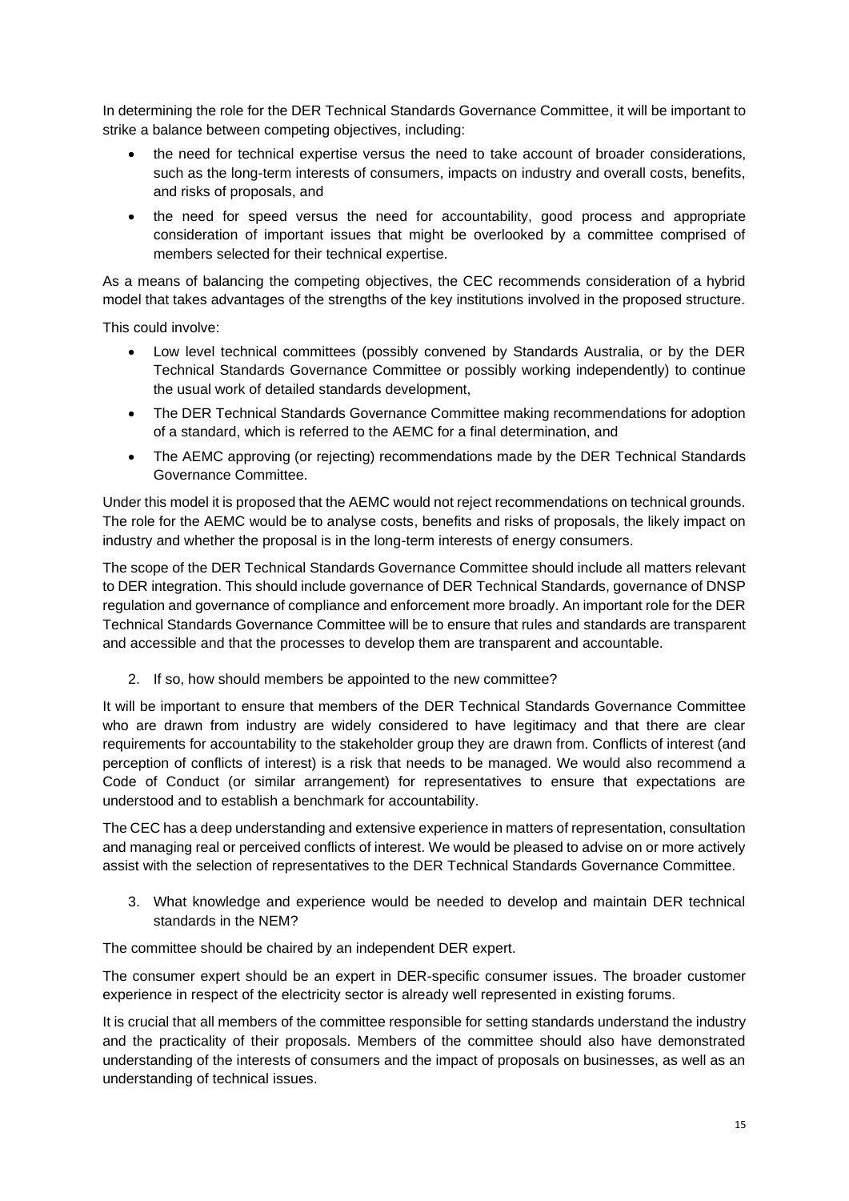In determining the role for the DER Technical Standards Governance Committee, it will be important to strike a balance between competing objectives, including:

- the need for technical expertise versus the need to take account of broader considerations, such as the long-term interests of consumers, impacts on industry and overall costs, benefits, and risks of proposals, and
- the need for speed versus the need for accountability, good process and appropriate consideration of important issues that might be overlooked by a committee comprised of members selected for their technical expertise.

As a means of balancing the competing objectives, the CEC recommends consideration of a hybrid model that takes advantages of the strengths of the key institutions involved in the proposed structure.

This could involve:

- Low level technical committees (possibly convened by Standards Australia, or by the DER Technical Standards Governance Committee or possibly working independently) to continue the usual work of detailed standards development,
- The DER Technical Standards Governance Committee making recommendations for adoption of a standard, which is referred to the AEMC for a final determination, and
- The AEMC approving (or rejecting) recommendations made by the DER Technical Standards Governance Committee.

Under this model it is proposed that the AEMC would not reject recommendations on technical grounds. The role for the AEMC would be to analyse costs, benefits and risks of proposals, the likely impact on industry and whether the proposal is in the long-term interests of energy consumers.

The scope of the DER Technical Standards Governance Committee should include all matters relevant to DER integration. This should include governance of DER Technical Standards, governance of DNSP regulation and governance of compliance and enforcement more broadly. An important role for the DER Technical Standards Governance Committee will be to ensure that rules and standards are transparent and accessible and that the processes to develop them are transparent and accountable.

2. If so, how should members be appointed to the new committee?

It will be important to ensure that members of the DER Technical Standards Governance Committee who are drawn from industry are widely considered to have legitimacy and that there are clear requirements for accountability to the stakeholder group they are drawn from. Conflicts of interest (and perception of conflicts of interest) is a risk that needs to be managed. We would also recommend a Code of Conduct (or similar arrangement) for representatives to ensure that expectations are understood and to establish a benchmark for accountability.

The CEC has a deep understanding and extensive experience in matters of representation, consultation and managing real or perceived conflicts of interest. We would be pleased to advise on or more actively assist with the selection of representatives to the DER Technical Standards Governance Committee.

3. What knowledge and experience would be needed to develop and maintain DER technical standards in the NEM?

The committee should be chaired by an independent DER expert.

The consumer expert should be an expert in DER-specific consumer issues. The broader customer experience in respect of the electricity sector is already well represented in existing forums.

It is crucial that all members of the committee responsible for setting standards understand the industry and the practicality of their proposals. Members of the committee should also have demonstrated understanding of the interests of consumers and the impact of proposals on businesses, as well as an understanding of technical issues.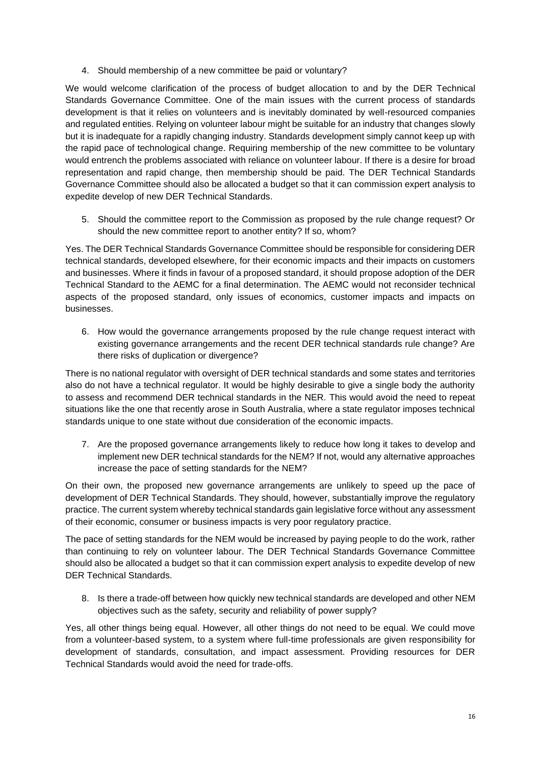4. Should membership of a new committee be paid or voluntary?

We would welcome clarification of the process of budget allocation to and by the DER Technical Standards Governance Committee. One of the main issues with the current process of standards development is that it relies on volunteers and is inevitably dominated by well-resourced companies and regulated entities. Relying on volunteer labour might be suitable for an industry that changes slowly but it is inadequate for a rapidly changing industry. Standards development simply cannot keep up with the rapid pace of technological change. Requiring membership of the new committee to be voluntary would entrench the problems associated with reliance on volunteer labour. If there is a desire for broad representation and rapid change, then membership should be paid. The DER Technical Standards Governance Committee should also be allocated a budget so that it can commission expert analysis to expedite develop of new DER Technical Standards.

5. Should the committee report to the Commission as proposed by the rule change request? Or should the new committee report to another entity? If so, whom?

Yes. The DER Technical Standards Governance Committee should be responsible for considering DER technical standards, developed elsewhere, for their economic impacts and their impacts on customers and businesses. Where it finds in favour of a proposed standard, it should propose adoption of the DER Technical Standard to the AEMC for a final determination. The AEMC would not reconsider technical aspects of the proposed standard, only issues of economics, customer impacts and impacts on businesses.

6. How would the governance arrangements proposed by the rule change request interact with existing governance arrangements and the recent DER technical standards rule change? Are there risks of duplication or divergence?

There is no national regulator with oversight of DER technical standards and some states and territories also do not have a technical regulator. It would be highly desirable to give a single body the authority to assess and recommend DER technical standards in the NER. This would avoid the need to repeat situations like the one that recently arose in South Australia, where a state regulator imposes technical standards unique to one state without due consideration of the economic impacts.

7. Are the proposed governance arrangements likely to reduce how long it takes to develop and implement new DER technical standards for the NEM? If not, would any alternative approaches increase the pace of setting standards for the NEM?

On their own, the proposed new governance arrangements are unlikely to speed up the pace of development of DER Technical Standards. They should, however, substantially improve the regulatory practice. The current system whereby technical standards gain legislative force without any assessment of their economic, consumer or business impacts is very poor regulatory practice.

The pace of setting standards for the NEM would be increased by paying people to do the work, rather than continuing to rely on volunteer labour. The DER Technical Standards Governance Committee should also be allocated a budget so that it can commission expert analysis to expedite develop of new DER Technical Standards.

8. Is there a trade-off between how quickly new technical standards are developed and other NEM objectives such as the safety, security and reliability of power supply?

Yes, all other things being equal. However, all other things do not need to be equal. We could move from a volunteer-based system, to a system where full-time professionals are given responsibility for development of standards, consultation, and impact assessment. Providing resources for DER Technical Standards would avoid the need for trade-offs.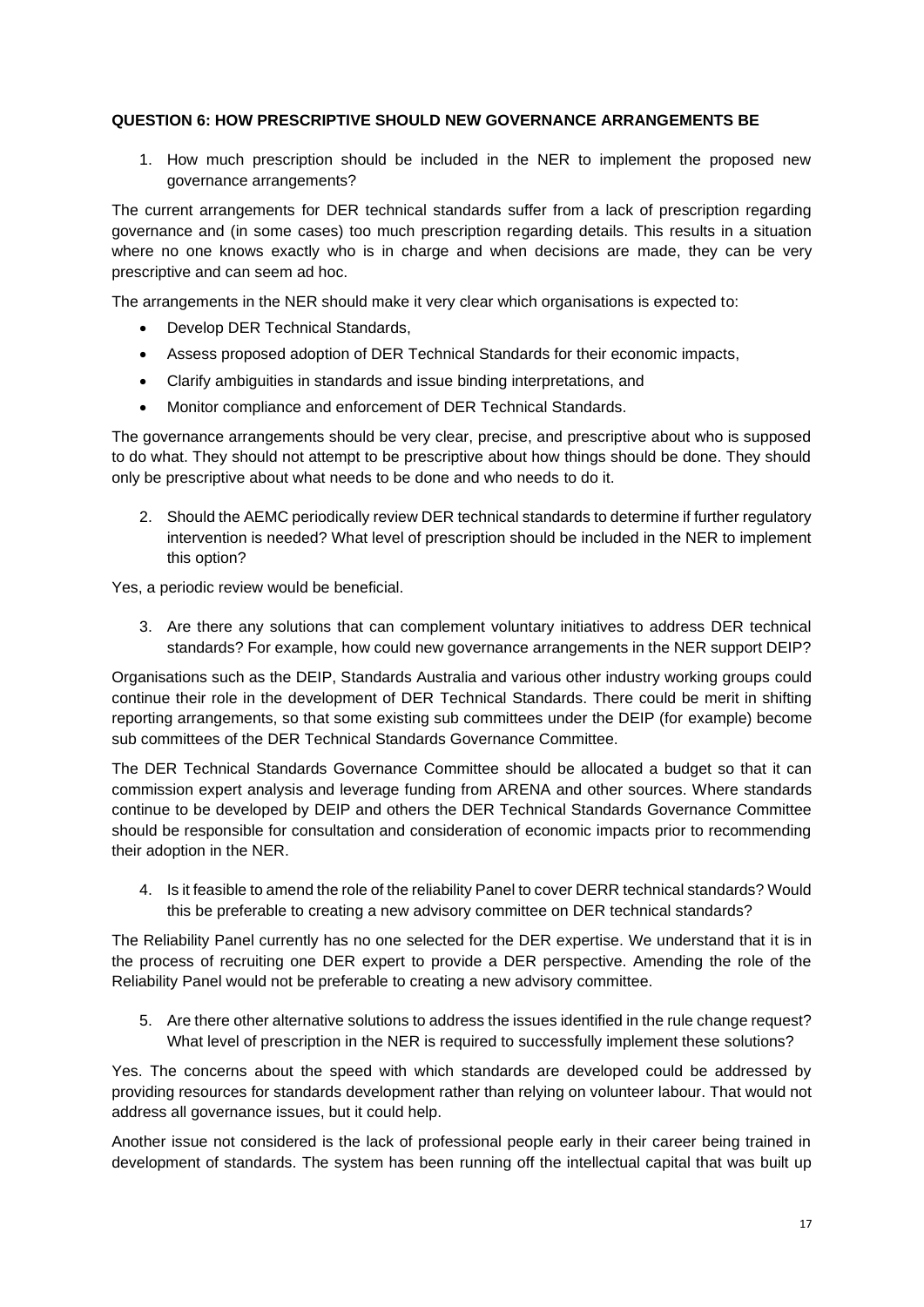**QUESTION 6: HOW PRESCRIPTIVE SHOULD NEW GOVERNANCE ARRANGEMENTS BE**

1. How much prescription should be included in the NER to implement the proposed new governance arrangements?

The current arrangements for DER technical standards suffer from a lack of prescription regarding governance and (in some cases) too much prescription regarding details. This results in a situation where no one knows exactly who is in charge and when decisions are made, they can be very prescriptive and can seem ad hoc.

The arrangements in the NER should make it very clear which organisations is expected to:

- Develop DER Technical Standards,
- Assess proposed adoption of DER Technical Standards for their economic impacts,
- Clarify ambiguities in standards and issue binding interpretations, and
- Monitor compliance and enforcement of DER Technical Standards.

The governance arrangements should be very clear, precise, and prescriptive about who is supposed to do what. They should not attempt to be prescriptive about how things should be done. They should only be prescriptive about what needs to be done and who needs to do it.

2. Should the AEMC periodically review DER technical standards to determine if further regulatory intervention is needed? What level of prescription should be included in the NER to implement this option?

Yes, a periodic review would be beneficial.

3. Are there any solutions that can complement voluntary initiatives to address DER technical standards? For example, how could new governance arrangements in the NER support DEIP?

Organisations such as the DEIP, Standards Australia and various other industry working groups could continue their role in the development of DER Technical Standards. There could be merit in shifting reporting arrangements, so that some existing sub committees under the DEIP (for example) become sub committees of the DER Technical Standards Governance Committee.

The DER Technical Standards Governance Committee should be allocated a budget so that it can commission expert analysis and leverage funding from ARENA and other sources. Where standards continue to be developed by DEIP and others the DER Technical Standards Governance Committee should be responsible for consultation and consideration of economic impacts prior to recommending their adoption in the NER.

4. Is it feasible to amend the role of the reliability Panel to cover DERR technical standards? Would this be preferable to creating a new advisory committee on DER technical standards?

The Reliability Panel currently has no one selected for the DER expertise. We understand that it is in the process of recruiting one DER expert to provide a DER perspective. Amending the role of the Reliability Panel would not be preferable to creating a new advisory committee.

5. Are there other alternative solutions to address the issues identified in the rule change request? What level of prescription in the NER is required to successfully implement these solutions?

Yes. The concerns about the speed with which standards are developed could be addressed by providing resources for standards development rather than relying on volunteer labour. That would not address all governance issues, but it could help.

Another issue not considered is the lack of professional people early in their career being trained in development of standards. The system has been running off the intellectual capital that was built up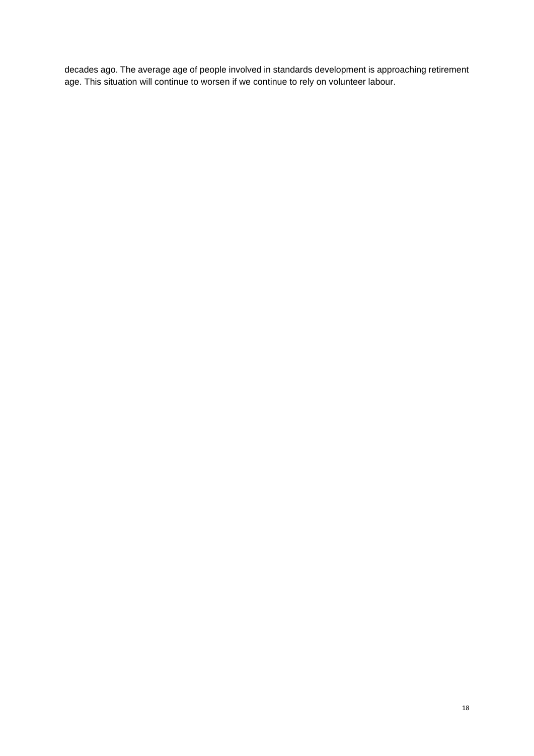decades ago. The average age of people involved in standards development is approaching retirement age. This situation will continue to worsen if we continue to rely on volunteer labour.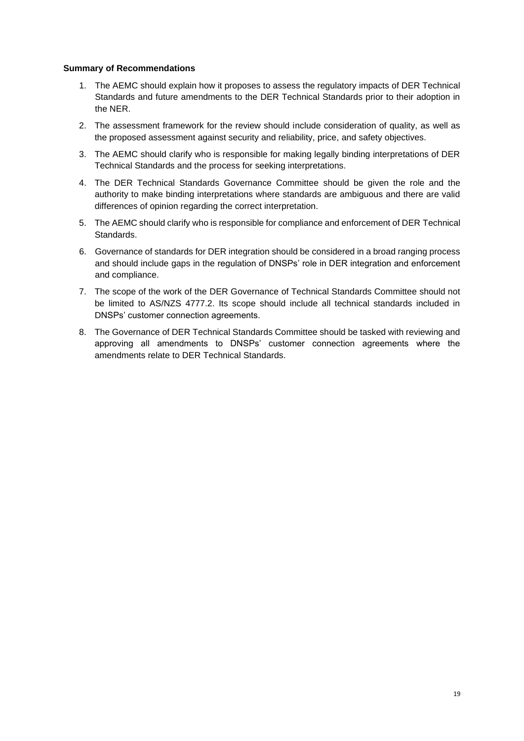**Summary of Recommendations**

1. The AEMC should explain how it proposes to assess the regulatory impacts of DER Technical Standards and future amendments to the DER Technical Standards prior to their adoption in the NER.
2. The assessment framework for the review should include consideration of quality, as well as the proposed assessment against security and reliability, price, and safety objectives.
3. The AEMC should clarify who is responsible for making legally binding interpretations of DER Technical Standards and the process for seeking interpretations.
4. The DER Technical Standards Governance Committee should be given the role and the authority to make binding interpretations where standards are ambiguous and there are valid differences of opinion regarding the correct interpretation.
5. The AEMC should clarify who is responsible for compliance and enforcement of DER Technical Standards.
6. Governance of standards for DER integration should be considered in a broad ranging process and should include gaps in the regulation of DNSPs' role in DER integration and enforcement and compliance.
7. The scope of the work of the DER Governance of Technical Standards Committee should not be limited to AS/NZS 4777.2. Its scope should include all technical standards included in DNSPs' customer connection agreements.
8. The Governance of DER Technical Standards Committee should be tasked with reviewing and approving all amendments to DNSPs' customer connection agreements where the amendments relate to DER Technical Standards.